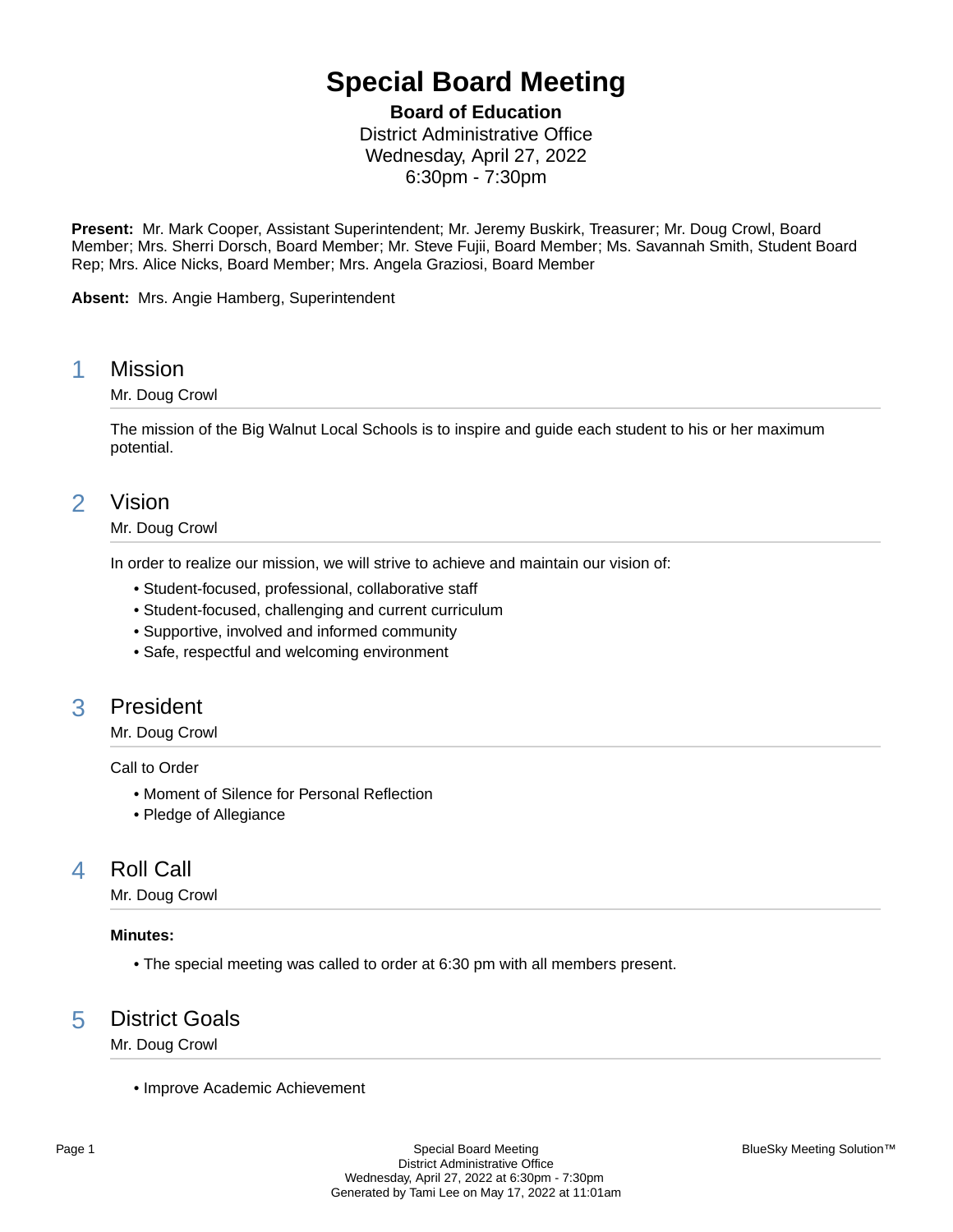# Special Board Meeting

**Board of Education**
District Administrative Office
Wednesday, April 27, 2022
6:30pm - 7:30pm

**Present:** Mr. Mark Cooper, Assistant Superintendent; Mr. Jeremy Buskirk, Treasurer; Mr. Doug Crowl, Board Member; Mrs. Sherri Dorsch, Board Member; Mr. Steve Fujii, Board Member; Ms. Savannah Smith, Student Board Rep; Mrs. Alice Nicks, Board Member; Mrs. Angela Graziosi, Board Member

**Absent:** Mrs. Angie Hamberg, Superintendent

## 1 Mission

Mr. Doug Crowl

The mission of the Big Walnut Local Schools is to inspire and guide each student to his or her maximum potential.

## 2 Vision

Mr. Doug Crowl

In order to realize our mission, we will strive to achieve and maintain our vision of:

- Student-focused, professional, collaborative staff
- Student-focused, challenging and current curriculum
- Supportive, involved and informed community
- Safe, respectful and welcoming environment

## 3 President

Mr. Doug Crowl

Call to Order

- Moment of Silence for Personal Reflection
- Pledge of Allegiance

## 4 Roll Call

Mr. Doug Crowl

**Minutes:**

- The special meeting was called to order at 6:30 pm with all members present.

## 5 District Goals

Mr. Doug Crowl

- Improve Academic Achievement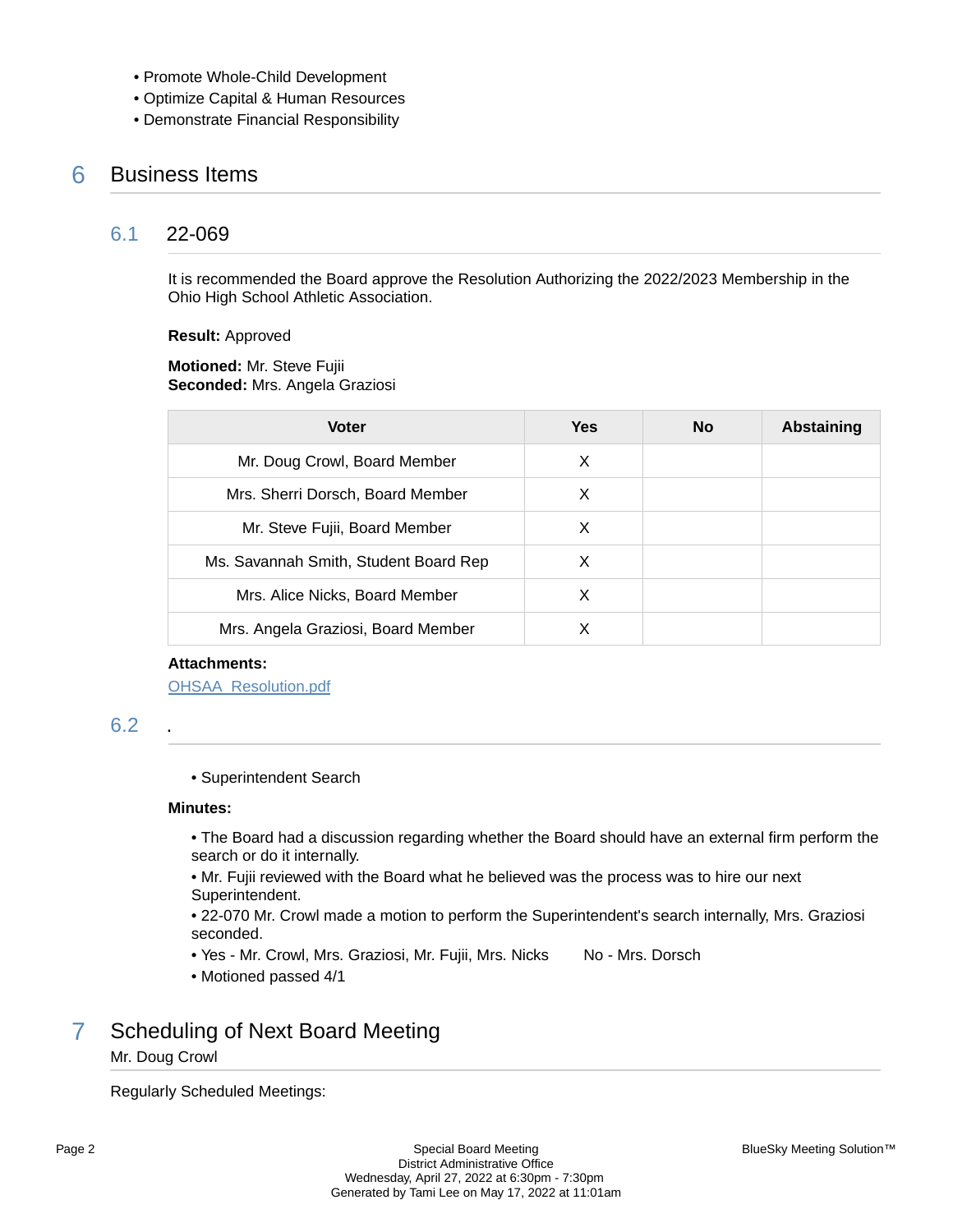- Promote Whole-Child Development
- Optimize Capital & Human Resources
- Demonstrate Financial Responsibility

# 6 Business Items

## 6.1 22-069

It is recommended the Board approve the Resolution Authorizing the 2022/2023 Membership in the Ohio High School Athletic Association.

**Result:** Approved

**Motioned:** Mr. Steve Fujii
**Seconded:** Mrs. Angela Graziosi

| Voter | Yes | No | Abstaining |
|---|---|---|---|
| Mr. Doug Crowl, Board Member | X | | |
| Mrs. Sherri Dorsch, Board Member | X | | |
| Mr. Steve Fujii, Board Member | X | | |
| Ms. Savannah Smith, Student Board Rep | X | | |
| Mrs. Alice Nicks, Board Member | X | | |
| Mrs. Angela Graziosi, Board Member | X | | |

**Attachments:**

OHSAA_Resolution.pdf

## 6.2 .

- Superintendent Search

**Minutes:**

- The Board had a discussion regarding whether the Board should have an external firm perform the search or do it internally.
- Mr. Fujii reviewed with the Board what he believed was the process was to hire our next Superintendent.
- 22-070 Mr. Crowl made a motion to perform the Superintendent's search internally, Mrs. Graziosi seconded.
- Yes - Mr. Crowl, Mrs. Graziosi, Mr. Fujii, Mrs. Nicks      No - Mrs. Dorsch
- Motioned passed 4/1

# 7 Scheduling of Next Board Meeting

Mr. Doug Crowl

Regularly Scheduled Meetings: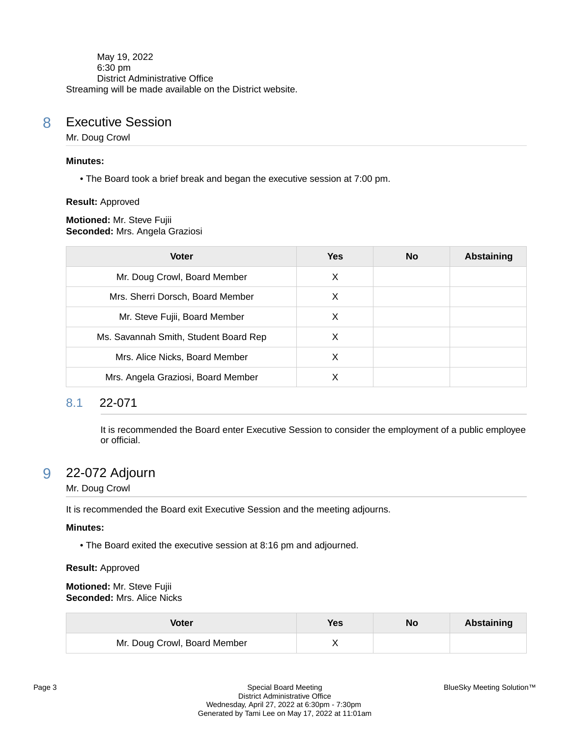May 19, 2022
6:30 pm
District Administrative Office
Streaming will be made available on the District website.

## 8 Executive Session

Mr. Doug Crowl

**Minutes:**

- The Board took a brief break and began the executive session at 7:00 pm.

**Result:** Approved

**Motioned:** Mr. Steve Fujii
**Seconded:** Mrs. Angela Graziosi

| Voter | Yes | No | Abstaining |
|---|---|---|---|
| Mr. Doug Crowl, Board Member | X | | |
| Mrs. Sherri Dorsch, Board Member | X | | |
| Mr. Steve Fujii, Board Member | X | | |
| Ms. Savannah Smith, Student Board Rep | X | | |
| Mrs. Alice Nicks, Board Member | X | | |
| Mrs. Angela Graziosi, Board Member | X | | |

### 8.1 22-071

It is recommended the Board enter Executive Session to consider the employment of a public employee or official.

## 9 22-072 Adjourn

Mr. Doug Crowl

It is recommended the Board exit Executive Session and the meeting adjourns.

**Minutes:**

- The Board exited the executive session at 8:16 pm and adjourned.

**Result:** Approved

**Motioned:** Mr. Steve Fujii
**Seconded:** Mrs. Alice Nicks

| Voter | Yes | No | Abstaining |
|---|---|---|---|
| Mr. Doug Crowl, Board Member | X | | |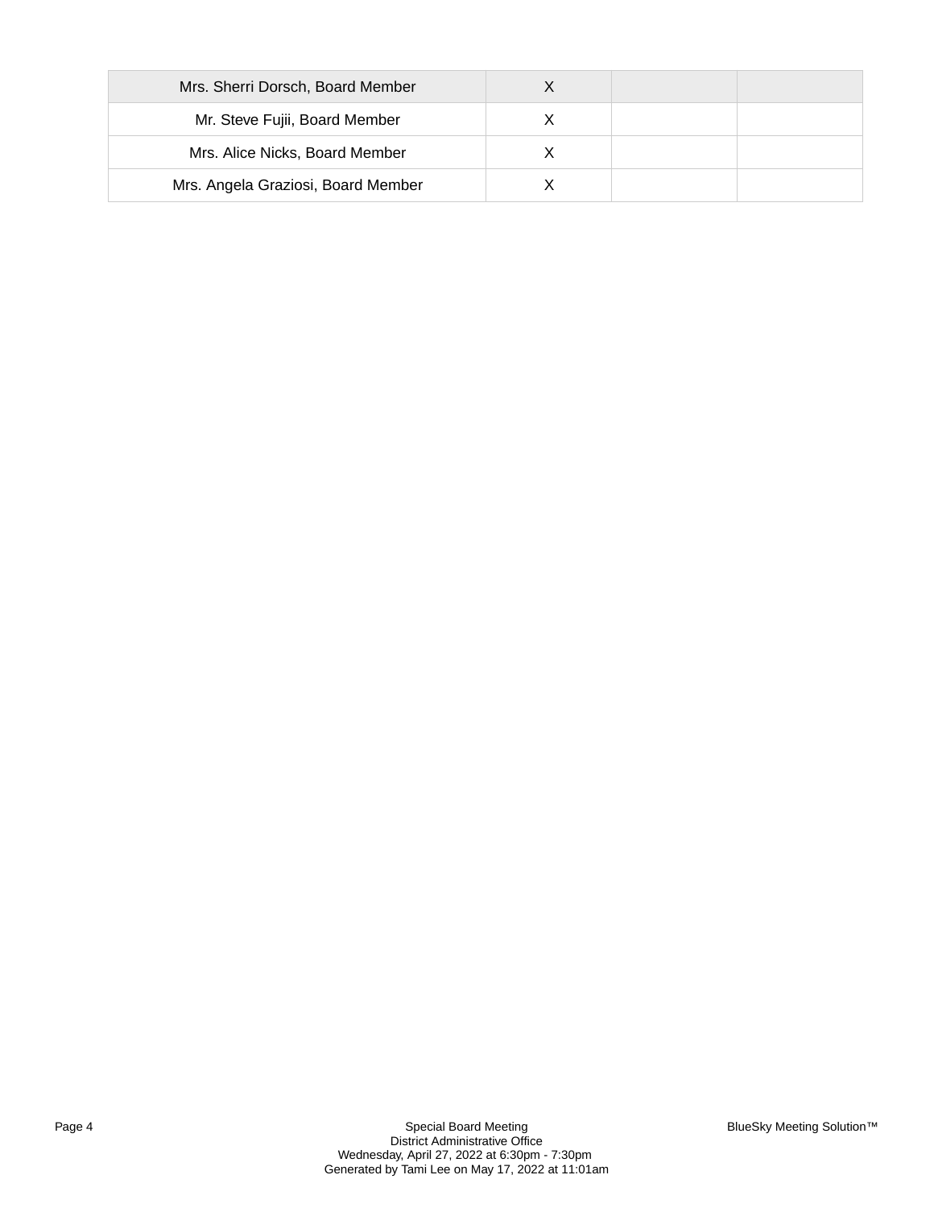| | | | |
|---|---|---|---|
| Mrs. Sherri Dorsch, Board Member | X | | |
| Mr. Steve Fujii, Board Member | X | | |
| Mrs. Alice Nicks, Board Member | X | | |
| Mrs. Angela Graziosi, Board Member | X | | |